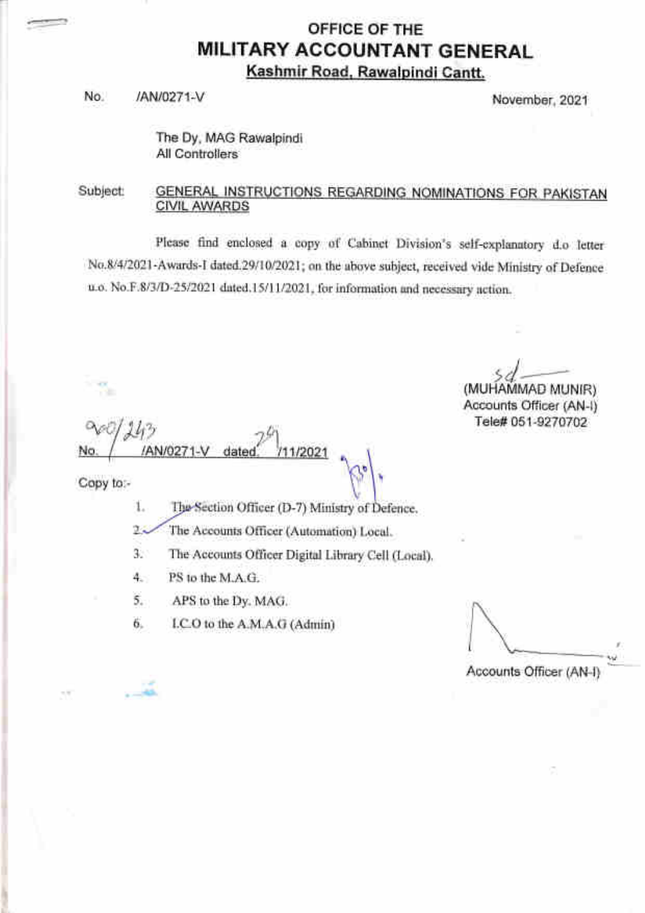# OFFICE OF THE
# MILITARY ACCOUNTANT GENERAL
**Kashmir Road, Rawalpindi Cantt.**

No. /AN/0271-V November, 2021

The Dy. MAG Rawalpindi
All Controllers

Subject: **GENERAL INSTRUCTIONS REGARDING NOMINATIONS FOR PAKISTAN CIVIL AWARDS**

Please find enclosed a copy of Cabinet Division's self-explanatory d.o letter No.8/4/2021-Awards-I dated.29/10/2021; on the above subject, received vide Ministry of Defence u.o. No.F.8/3/D-25/2021 dated.15/11/2021, for information and necessary action.

sd
(MUHAMMAD MUNIR)
Accounts Officer (AN-I)
Tele# 051-9270702

No. 900/243 /AN/0271-V dated. 29/11/2021

Copy to:-

1. The Section Officer (D-7) Ministry of Defence.
2. The Accounts Officer (Automation) Local.
3. The Accounts Officer Digital Library Cell (Local).
4. PS to the M.A.G.
5. APS to the Dy. MAG.
6. I.C.O to the A.M.A.G (Admin)

Accounts Officer (AN-I)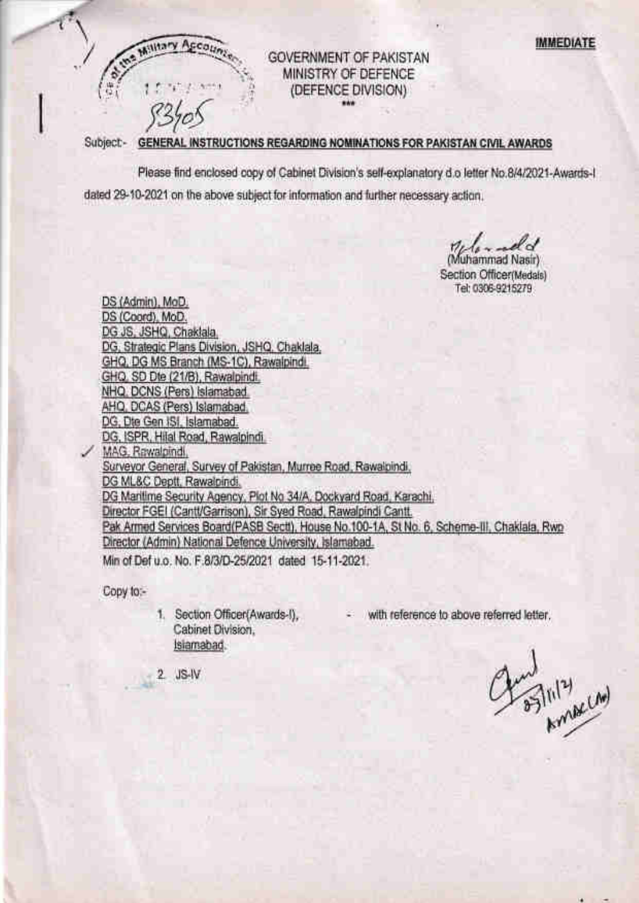**IMMEDIATE**

83405

GOVERNMENT OF PAKISTAN
MINISTRY OF DEFENCE
(DEFENCE DIVISION)

\*\*\*

Subject:- **GENERAL INSTRUCTIONS REGARDING NOMINATIONS FOR PAKISTAN CIVIL AWARDS**

Please find enclosed copy of Cabinet Division's self-explanatory d.o letter No.8/4/2021-Awards-I dated 29-10-2021 on the above subject for information and further necessary action.

(Muhammad Nasir)
Section Officer(Medals)
Tel: 0306-9215279

DS (Admin), MoD.
DS (Coord), MoD.
DG JS, JSHQ, Chaklala.
DG, Strategic Plans Division, JSHQ, Chaklala.
GHQ, DG MS Branch (MS-1C), Rawalpindi.
GHQ, SD Dte (21/B), Rawalpindi.
NHQ, DCNS (Pers) Islamabad.
AHQ, DCAS (Pers) Islamabad.
DG, Dte Gen ISI, Islamabad.
DG, ISPR, Hilal Road, Rawalpindi.
✓ MAG, Rawalpindi.
Surveyor General, Survey of Pakistan, Murree Road, Rawalpindi.
DG ML&C Deptt, Rawalpindi.
DG Maritime Security Agency, Plot No 34/A, Dockyard Road, Karachi.
Director FGEI (Cantt/Garrison), Sir Syed Road, Rawalpindi Cantt.
Pak Armed Services Board(PASB Sectt), House No.100-1A, St No. 6, Scheme-III, Chaklala, Rwp
Director (Admin) National Defence University, Islamabad.

Min of Def u.o. No. F.8/3/D-25/2021 dated 15-11-2021.

Copy to:-

1. Section Officer(Awards-I), Cabinet Division, Islamabad. - with reference to above referred letter.
2. JS-IV

23/11/21
AMAC(A)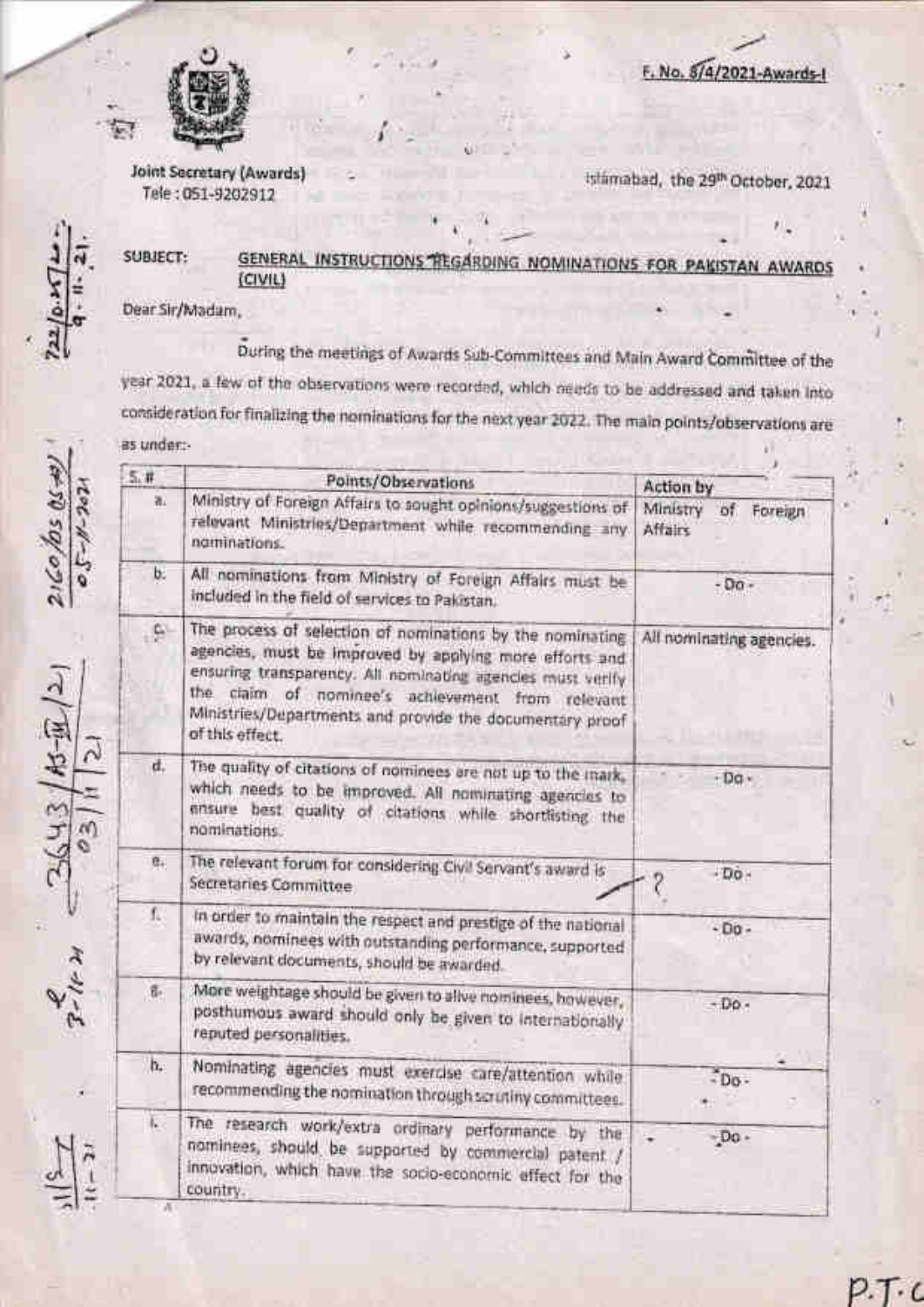F. No. 8/4/2021-Awards-I

Joint Secretary (Awards)
Tele : 051-9202912

Islamabad, the 29th October, 2021

**SUBJECT: GENERAL INSTRUCTIONS REGARDING NOMINATIONS FOR PAKISTAN AWARDS (CIVIL)**

Dear Sir/Madam,

During the meetings of Awards Sub-Committees and Main Award Committee of the year 2021, a few of the observations were recorded, which needs to be addressed and taken into consideration for finalizing the nominations for the next year 2022. The main points/observations are as under:-

| S. # | Points/Observations | Action by |
|---|---|---|
| a. | Ministry of Foreign Affairs to sought opinions/suggestions of relevant Ministries/Department while recommending any nominations. | Ministry of Foreign Affairs |
| b. | All nominations from Ministry of Foreign Affairs must be included in the field of services to Pakistan. | - Do - |
| c. | The process of selection of nominations by the nominating agencies, must be improved by applying more efforts and ensuring transparency. All nominating agencies must verify the claim of nominee's achievement from relevant Ministries/Departments and provide the documentary proof of this effect. | All nominating agencies. |
| d. | The quality of citations of nominees are not up to the mark, which needs to be improved. All nominating agencies to ensure best quality of citations while shortlisting the nominations. | - Do - |
| e. | The relevant forum for considering Civil Servant's award is Secretaries Committee | - Do - |
| f. | In order to maintain the respect and prestige of the national awards, nominees with outstanding performance, supported by relevant documents, should be awarded. | - Do - |
| g. | More weightage should be given to alive nominees, however, posthumous award should only be given to internationally reputed personalities. | - Do - |
| h. | Nominating agencies must exercise care/attention while recommending the nomination through scrutiny committees. | - Do - |
| i. | The research work/extra ordinary performance by the nominees, should be supported by commercial patent / innovation, which have the socio-economic effect for the country. | - Do - |

P.T.O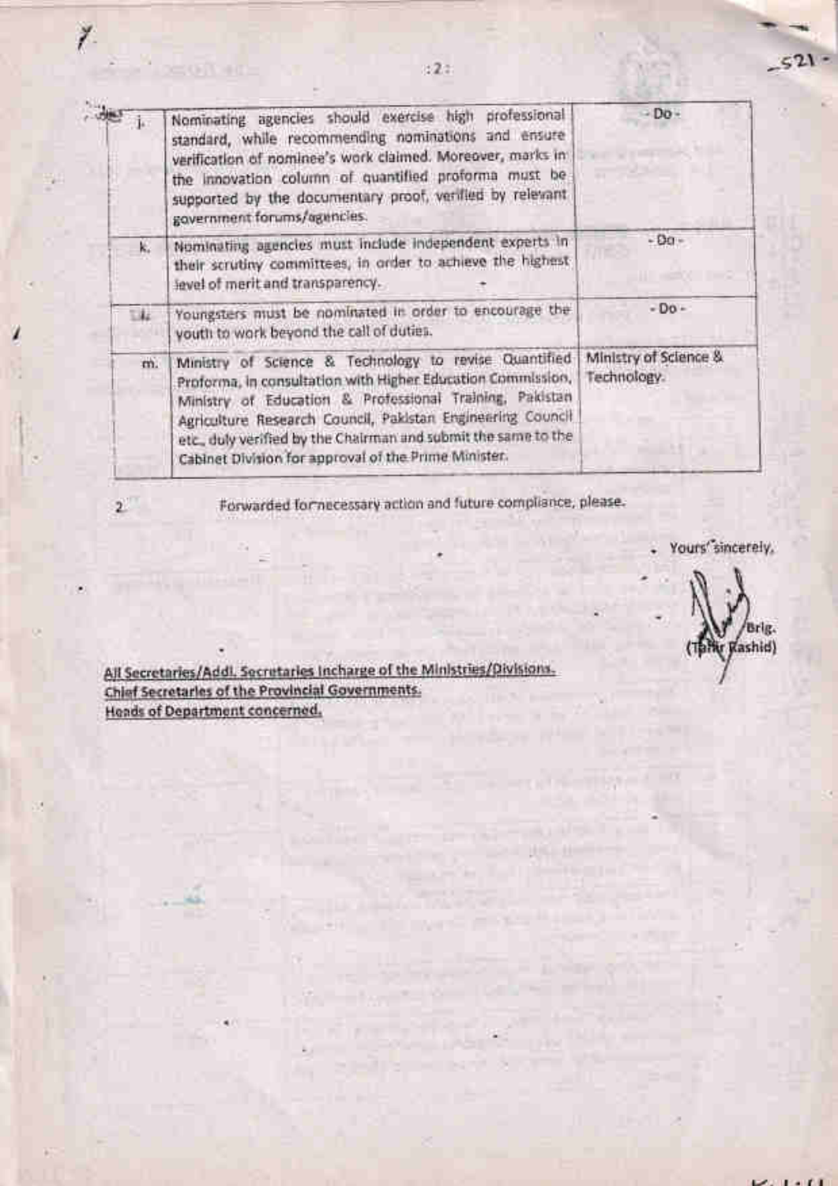| | | |
|---|---|---|
| j. | Nominating agencies should exercise high professional standard, while recommending nominations and ensure verification of nominee's work claimed. Moreover, marks in the innovation column of quantified proforma must be supported by the documentary proof, verified by relevant government forums/agencies. | - Do - |
| k. | Nominating agencies must include independent experts in their scrutiny committees, in order to achieve the highest level of merit and transparency. | - Do - |
| l. | Youngsters must be nominated in order to encourage the youth to work beyond the call of duties. | - Do - |
| m. | Ministry of Science & Technology to revise Quantified Proforma, in consultation with Higher Education Commission, Ministry of Education & Professional Training, Pakistan Agriculture Research Council, Pakistan Engineering Council etc., duly verified by the Chairman and submit the same to the Cabinet Division for approval of the Prime Minister. | Ministry of Science & Technology. |

2. Forwarded for necessary action and future compliance, please.

Yours sincerely,

Brig.
(Tahir Rashid)

All Secretaries/Addl. Secretaries Incharge of the Ministries/Divisions.
Chief Secretaries of the Provincial Governments.
Heads of Department concerned.